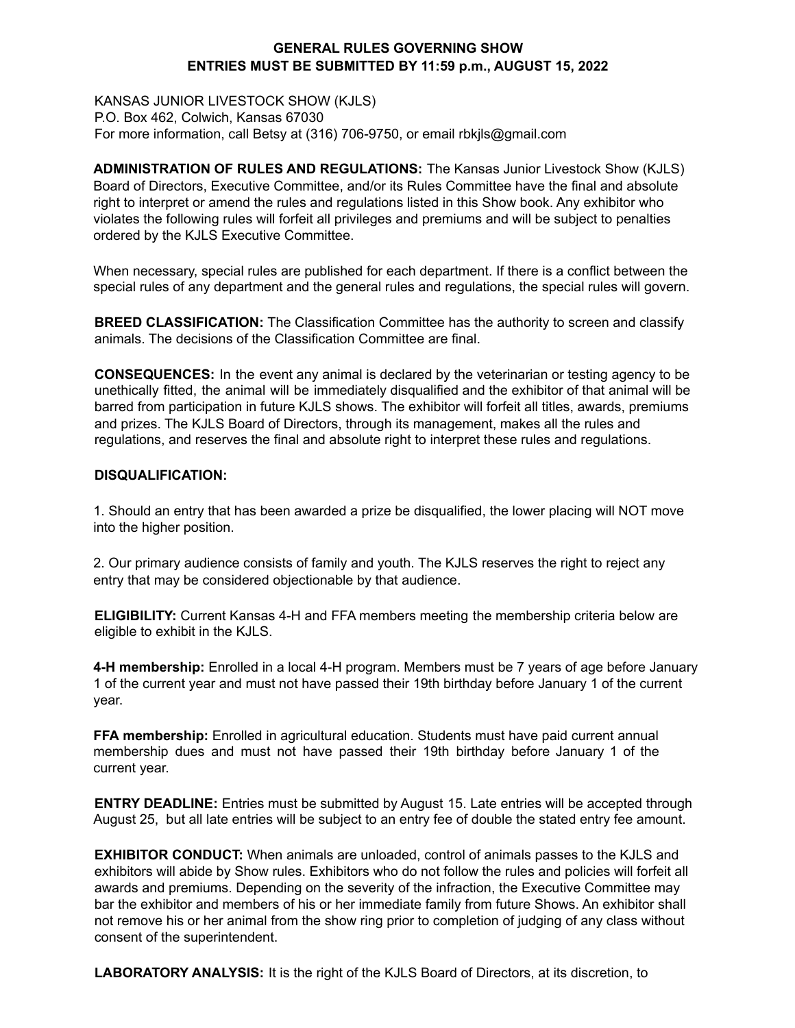# GENERAL RULES GOVERNING SHOW
## ENTRIES MUST BE SUBMITTED BY 11:59 p.m., AUGUST 15, 2022

KANSAS JUNIOR LIVESTOCK SHOW (KJLS)
P.O. Box 462, Colwich, Kansas 67030
For more information, call Betsy at (316) 706-9750, or email rbkjls@gmail.com

**ADMINISTRATION OF RULES AND REGULATIONS:** The Kansas Junior Livestock Show (KJLS) Board of Directors, Executive Committee, and/or its Rules Committee have the final and absolute right to interpret or amend the rules and regulations listed in this Show book. Any exhibitor who violates the following rules will forfeit all privileges and premiums and will be subject to penalties ordered by the KJLS Executive Committee.

When necessary, special rules are published for each department. If there is a conflict between the special rules of any department and the general rules and regulations, the special rules will govern.

**BREED CLASSIFICATION:** The Classification Committee has the authority to screen and classify animals. The decisions of the Classification Committee are final.

**CONSEQUENCES:** In the event any animal is declared by the veterinarian or testing agency to be unethically fitted, the animal will be immediately disqualified and the exhibitor of that animal will be barred from participation in future KJLS shows. The exhibitor will forfeit all titles, awards, premiums and prizes. The KJLS Board of Directors, through its management, makes all the rules and regulations, and reserves the final and absolute right to interpret these rules and regulations.

**DISQUALIFICATION:**

1. Should an entry that has been awarded a prize be disqualified, the lower placing will NOT move into the higher position.

2. Our primary audience consists of family and youth. The KJLS reserves the right to reject any entry that may be considered objectionable by that audience.

**ELIGIBILITY:** Current Kansas 4-H and FFA members meeting the membership criteria below are eligible to exhibit in the KJLS.

**4-H membership:** Enrolled in a local 4-H program. Members must be 7 years of age before January 1 of the current year and must not have passed their 19th birthday before January 1 of the current year.

**FFA membership:** Enrolled in agricultural education. Students must have paid current annual membership dues and must not have passed their 19th birthday before January 1 of the current year.

**ENTRY DEADLINE:** Entries must be submitted by August 15. Late entries will be accepted through August 25, but all late entries will be subject to an entry fee of double the stated entry fee amount.

**EXHIBITOR CONDUCT:** When animals are unloaded, control of animals passes to the KJLS and exhibitors will abide by Show rules. Exhibitors who do not follow the rules and policies will forfeit all awards and premiums. Depending on the severity of the infraction, the Executive Committee may bar the exhibitor and members of his or her immediate family from future Shows. An exhibitor shall not remove his or her animal from the show ring prior to completion of judging of any class without consent of the superintendent.

**LABORATORY ANALYSIS:** It is the right of the KJLS Board of Directors, at its discretion, to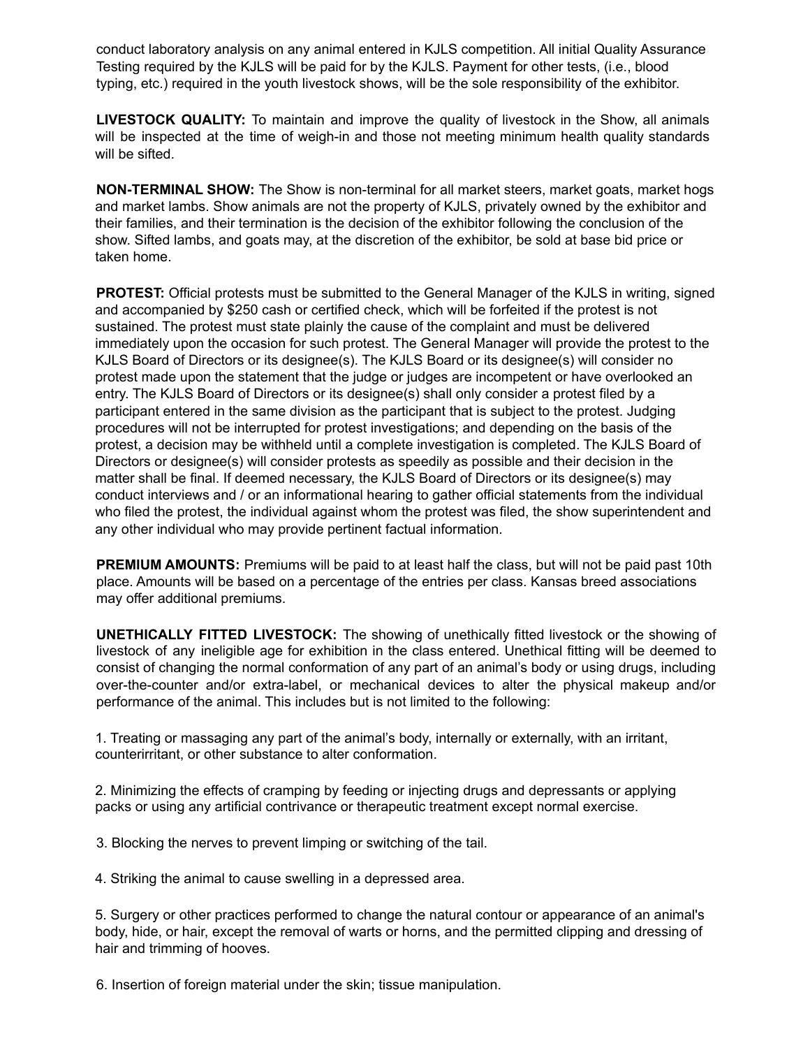conduct laboratory analysis on any animal entered in KJLS competition. All initial Quality Assurance Testing required by the KJLS will be paid for by the KJLS. Payment for other tests, (i.e., blood typing, etc.) required in the youth livestock shows, will be the sole responsibility of the exhibitor.

**LIVESTOCK QUALITY:** To maintain and improve the quality of livestock in the Show, all animals will be inspected at the time of weigh-in and those not meeting minimum health quality standards will be sifted.

**NON-TERMINAL SHOW:** The Show is non-terminal for all market steers, market goats, market hogs and market lambs. Show animals are not the property of KJLS, privately owned by the exhibitor and their families, and their termination is the decision of the exhibitor following the conclusion of the show. Sifted lambs, and goats may, at the discretion of the exhibitor, be sold at base bid price or taken home.

**PROTEST:** Official protests must be submitted to the General Manager of the KJLS in writing, signed and accompanied by $250 cash or certified check, which will be forfeited if the protest is not sustained. The protest must state plainly the cause of the complaint and must be delivered immediately upon the occasion for such protest. The General Manager will provide the protest to the KJLS Board of Directors or its designee(s). The KJLS Board or its designee(s) will consider no protest made upon the statement that the judge or judges are incompetent or have overlooked an entry. The KJLS Board of Directors or its designee(s) shall only consider a protest filed by a participant entered in the same division as the participant that is subject to the protest. Judging procedures will not be interrupted for protest investigations; and depending on the basis of the protest, a decision may be withheld until a complete investigation is completed. The KJLS Board of Directors or designee(s) will consider protests as speedily as possible and their decision in the matter shall be final. If deemed necessary, the KJLS Board of Directors or its designee(s) may conduct interviews and / or an informational hearing to gather official statements from the individual who filed the protest, the individual against whom the protest was filed, the show superintendent and any other individual who may provide pertinent factual information.

**PREMIUM AMOUNTS:** Premiums will be paid to at least half the class, but will not be paid past 10th place. Amounts will be based on a percentage of the entries per class. Kansas breed associations may offer additional premiums.

**UNETHICALLY FITTED LIVESTOCK:** The showing of unethically fitted livestock or the showing of livestock of any ineligible age for exhibition in the class entered. Unethical fitting will be deemed to consist of changing the normal conformation of any part of an animal's body or using drugs, including over-the-counter and/or extra-label, or mechanical devices to alter the physical makeup and/or performance of the animal. This includes but is not limited to the following:

1. Treating or massaging any part of the animal's body, internally or externally, with an irritant, counterirritant, or other substance to alter conformation.

2. Minimizing the effects of cramping by feeding or injecting drugs and depressants or applying packs or using any artificial contrivance or therapeutic treatment except normal exercise.

3. Blocking the nerves to prevent limping or switching of the tail.

4. Striking the animal to cause swelling in a depressed area.

5. Surgery or other practices performed to change the natural contour or appearance of an animal's body, hide, or hair, except the removal of warts or horns, and the permitted clipping and dressing of hair and trimming of hooves.

6. Insertion of foreign material under the skin; tissue manipulation.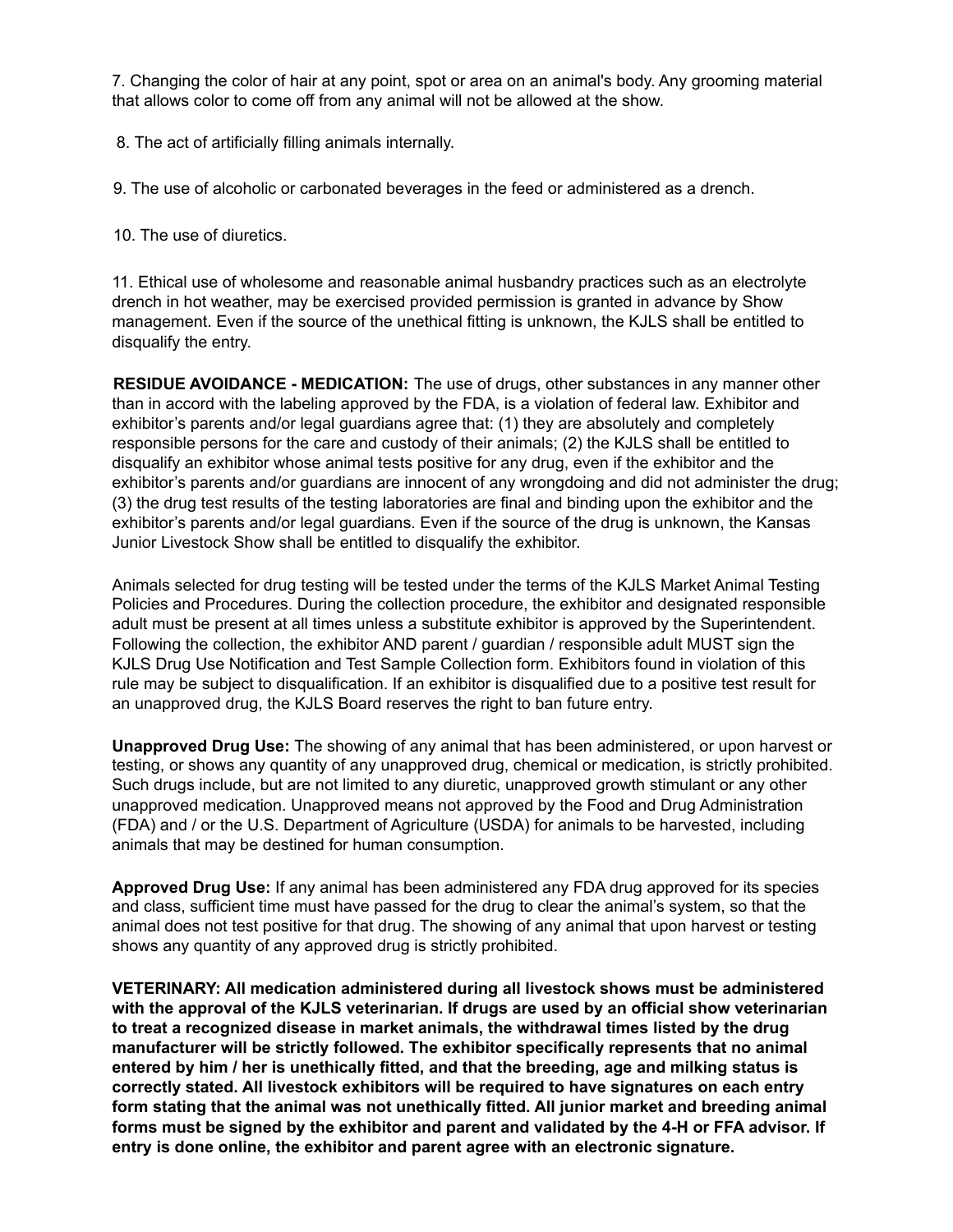7. Changing the color of hair at any point, spot or area on an animal's body. Any grooming material that allows color to come off from any animal will not be allowed at the show.

8. The act of artificially filling animals internally.

9. The use of alcoholic or carbonated beverages in the feed or administered as a drench.

10. The use of diuretics.

11. Ethical use of wholesome and reasonable animal husbandry practices such as an electrolyte drench in hot weather, may be exercised provided permission is granted in advance by Show management. Even if the source of the unethical fitting is unknown, the KJLS shall be entitled to disqualify the entry.

**RESIDUE AVOIDANCE - MEDICATION:** The use of drugs, other substances in any manner other than in accord with the labeling approved by the FDA, is a violation of federal law. Exhibitor and exhibitor's parents and/or legal guardians agree that: (1) they are absolutely and completely responsible persons for the care and custody of their animals; (2) the KJLS shall be entitled to disqualify an exhibitor whose animal tests positive for any drug, even if the exhibitor and the exhibitor's parents and/or guardians are innocent of any wrongdoing and did not administer the drug; (3) the drug test results of the testing laboratories are final and binding upon the exhibitor and the exhibitor's parents and/or legal guardians. Even if the source of the drug is unknown, the Kansas Junior Livestock Show shall be entitled to disqualify the exhibitor.

Animals selected for drug testing will be tested under the terms of the KJLS Market Animal Testing Policies and Procedures. During the collection procedure, the exhibitor and designated responsible adult must be present at all times unless a substitute exhibitor is approved by the Superintendent. Following the collection, the exhibitor AND parent / guardian / responsible adult MUST sign the KJLS Drug Use Notification and Test Sample Collection form. Exhibitors found in violation of this rule may be subject to disqualification. If an exhibitor is disqualified due to a positive test result for an unapproved drug, the KJLS Board reserves the right to ban future entry.

**Unapproved Drug Use:** The showing of any animal that has been administered, or upon harvest or testing, or shows any quantity of any unapproved drug, chemical or medication, is strictly prohibited. Such drugs include, but are not limited to any diuretic, unapproved growth stimulant or any other unapproved medication. Unapproved means not approved by the Food and Drug Administration (FDA) and / or the U.S. Department of Agriculture (USDA) for animals to be harvested, including animals that may be destined for human consumption.

**Approved Drug Use:** If any animal has been administered any FDA drug approved for its species and class, sufficient time must have passed for the drug to clear the animal's system, so that the animal does not test positive for that drug. The showing of any animal that upon harvest or testing shows any quantity of any approved drug is strictly prohibited.

**VETERINARY: All medication administered during all livestock shows must be administered with the approval of the KJLS veterinarian. If drugs are used by an official show veterinarian to treat a recognized disease in market animals, the withdrawal times listed by the drug manufacturer will be strictly followed. The exhibitor specifically represents that no animal entered by him / her is unethically fitted, and that the breeding, age and milking status is correctly stated. All livestock exhibitors will be required to have signatures on each entry form stating that the animal was not unethically fitted. All junior market and breeding animal forms must be signed by the exhibitor and parent and validated by the 4-H or FFA advisor. If entry is done online, the exhibitor and parent agree with an electronic signature.**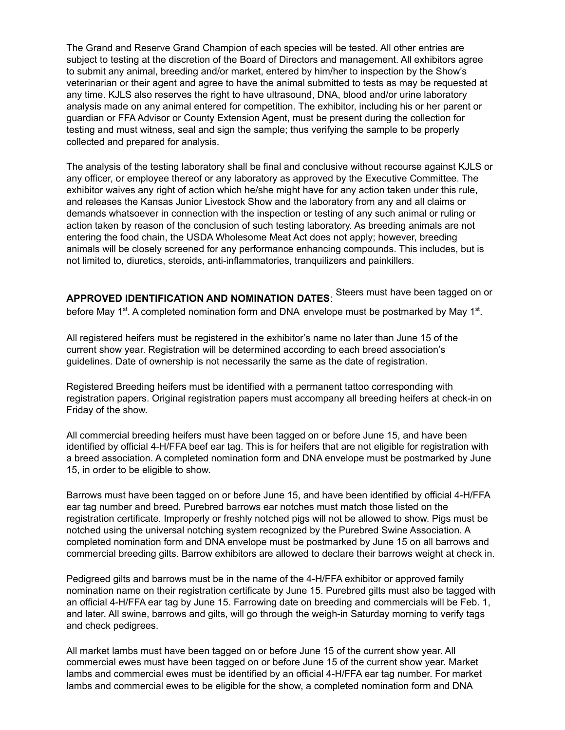The Grand and Reserve Grand Champion of each species will be tested. All other entries are subject to testing at the discretion of the Board of Directors and management. All exhibitors agree to submit any animal, breeding and/or market, entered by him/her to inspection by the Show's veterinarian or their agent and agree to have the animal submitted to tests as may be requested at any time. KJLS also reserves the right to have ultrasound, DNA, blood and/or urine laboratory analysis made on any animal entered for competition. The exhibitor, including his or her parent or guardian or FFA Advisor or County Extension Agent, must be present during the collection for testing and must witness, seal and sign the sample; thus verifying the sample to be properly collected and prepared for analysis.

The analysis of the testing laboratory shall be final and conclusive without recourse against KJLS or any officer, or employee thereof or any laboratory as approved by the Executive Committee. The exhibitor waives any right of action which he/she might have for any action taken under this rule, and releases the Kansas Junior Livestock Show and the laboratory from any and all claims or demands whatsoever in connection with the inspection or testing of any such animal or ruling or action taken by reason of the conclusion of such testing laboratory. As breeding animals are not entering the food chain, the USDA Wholesome Meat Act does not apply; however, breeding animals will be closely screened for any performance enhancing compounds. This includes, but is not limited to, diuretics, steroids, anti-inflammatories, tranquilizers and painkillers.

**APPROVED IDENTIFICATION AND NOMINATION DATES**: Steers must have been tagged on or before May 1st. A completed nomination form and DNA envelope must be postmarked by May 1st.

All registered heifers must be registered in the exhibitor's name no later than June 15 of the current show year. Registration will be determined according to each breed association's guidelines. Date of ownership is not necessarily the same as the date of registration.

Registered Breeding heifers must be identified with a permanent tattoo corresponding with registration papers. Original registration papers must accompany all breeding heifers at check-in on Friday of the show.

All commercial breeding heifers must have been tagged on or before June 15, and have been identified by official 4-H/FFA beef ear tag. This is for heifers that are not eligible for registration with a breed association. A completed nomination form and DNA envelope must be postmarked by June 15, in order to be eligible to show.

Barrows must have been tagged on or before June 15, and have been identified by official 4-H/FFA ear tag number and breed. Purebred barrows ear notches must match those listed on the registration certificate. Improperly or freshly notched pigs will not be allowed to show. Pigs must be notched using the universal notching system recognized by the Purebred Swine Association. A completed nomination form and DNA envelope must be postmarked by June 15 on all barrows and commercial breeding gilts. Barrow exhibitors are allowed to declare their barrows weight at check in.

Pedigreed gilts and barrows must be in the name of the 4-H/FFA exhibitor or approved family nomination name on their registration certificate by June 15. Purebred gilts must also be tagged with an official 4-H/FFA ear tag by June 15. Farrowing date on breeding and commercials will be Feb. 1, and later. All swine, barrows and gilts, will go through the weigh-in Saturday morning to verify tags and check pedigrees.

All market lambs must have been tagged on or before June 15 of the current show year. All commercial ewes must have been tagged on or before June 15 of the current show year. Market lambs and commercial ewes must be identified by an official 4-H/FFA ear tag number. For market lambs and commercial ewes to be eligible for the show, a completed nomination form and DNA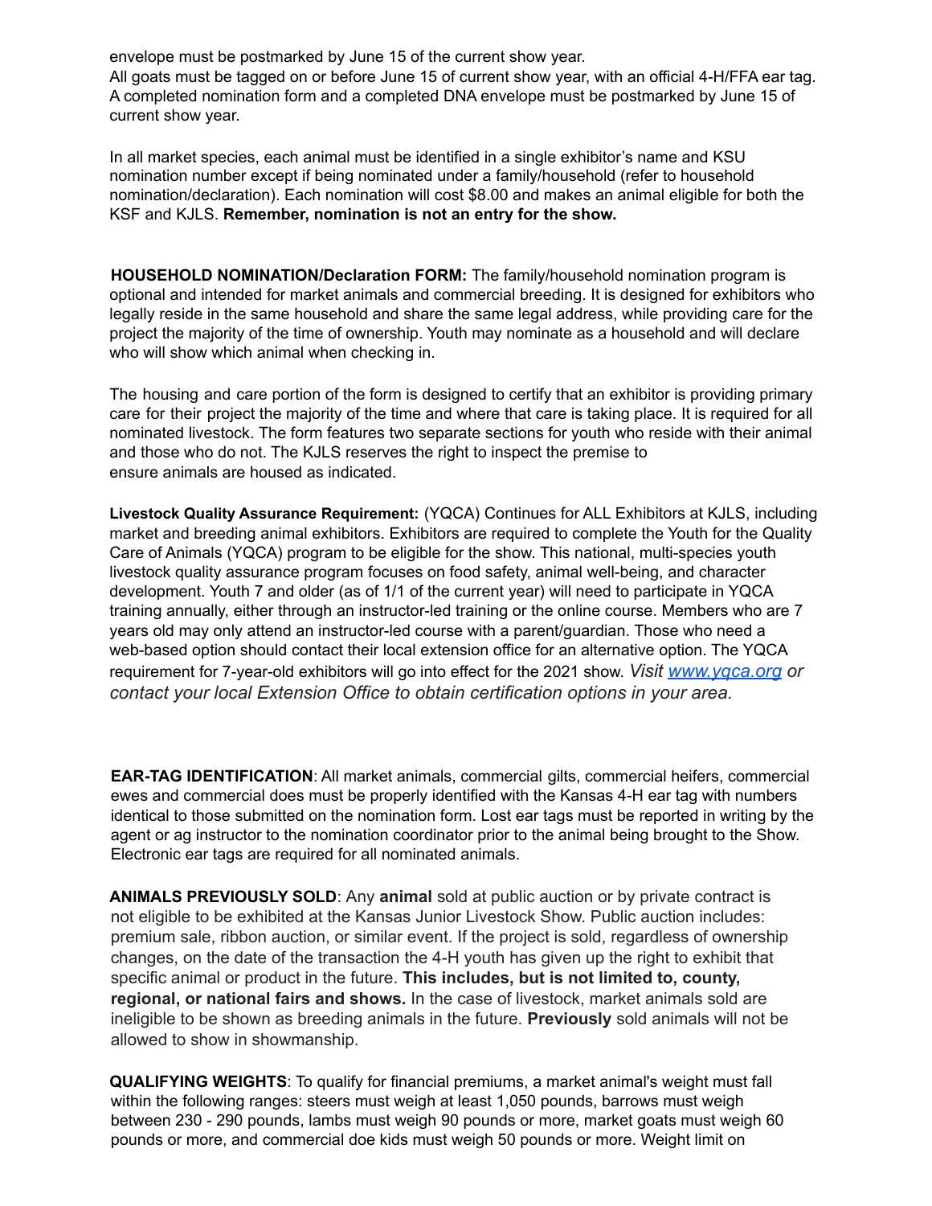envelope must be postmarked by June 15 of the current show year.
All goats must be tagged on or before June 15 of current show year, with an official 4-H/FFA ear tag. A completed nomination form and a completed DNA envelope must be postmarked by June 15 of current show year.

In all market species, each animal must be identified in a single exhibitor's name and KSU nomination number except if being nominated under a family/household (refer to household nomination/declaration). Each nomination will cost $8.00 and makes an animal eligible for both the KSF and KJLS. **Remember, nomination is not an entry for the show.**

**HOUSEHOLD NOMINATION/Declaration FORM:** The family/household nomination program is optional and intended for market animals and commercial breeding. It is designed for exhibitors who legally reside in the same household and share the same legal address, while providing care for the project the majority of the time of ownership. Youth may nominate as a household and will declare who will show which animal when checking in.

The housing and care portion of the form is designed to certify that an exhibitor is providing primary care for their project the majority of the time and where that care is taking place. It is required for all nominated livestock. The form features two separate sections for youth who reside with their animal and those who do not. The KJLS reserves the right to inspect the premise to ensure animals are housed as indicated.

**Livestock Quality Assurance Requirement:** (YQCA) Continues for ALL Exhibitors at KJLS, including market and breeding animal exhibitors. Exhibitors are required to complete the Youth for the Quality Care of Animals (YQCA) program to be eligible for the show. This national, multi-species youth livestock quality assurance program focuses on food safety, animal well-being, and character development. Youth 7 and older (as of 1/1 of the current year) will need to participate in YQCA training annually, either through an instructor-led training or the online course. Members who are 7 years old may only attend an instructor-led course with a parent/guardian. Those who need a web-based option should contact their local extension office for an alternative option. The YQCA requirement for 7-year-old exhibitors will go into effect for the 2021 show. *Visit [www.yqca.org](http://www.yqca.org) or contact your local Extension Office to obtain certification options in your area.*

**EAR-TAG IDENTIFICATION**: All market animals, commercial gilts, commercial heifers, commercial ewes and commercial does must be properly identified with the Kansas 4-H ear tag with numbers identical to those submitted on the nomination form. Lost ear tags must be reported in writing by the agent or ag instructor to the nomination coordinator prior to the animal being brought to the Show. Electronic ear tags are required for all nominated animals.

**ANIMALS PREVIOUSLY SOLD**: Any **animal** sold at public auction or by private contract is not eligible to be exhibited at the Kansas Junior Livestock Show. Public auction includes: premium sale, ribbon auction, or similar event. If the project is sold, regardless of ownership changes, on the date of the transaction the 4-H youth has given up the right to exhibit that specific animal or product in the future. **This includes, but is not limited to, county, regional, or national fairs and shows.** In the case of livestock, market animals sold are ineligible to be shown as breeding animals in the future. **Previously** sold animals will not be allowed to show in showmanship.

**QUALIFYING WEIGHTS**: To qualify for financial premiums, a market animal's weight must fall within the following ranges: steers must weigh at least 1,050 pounds, barrows must weigh between 230 - 290 pounds, lambs must weigh 90 pounds or more, market goats must weigh 60 pounds or more, and commercial doe kids must weigh 50 pounds or more. Weight limit on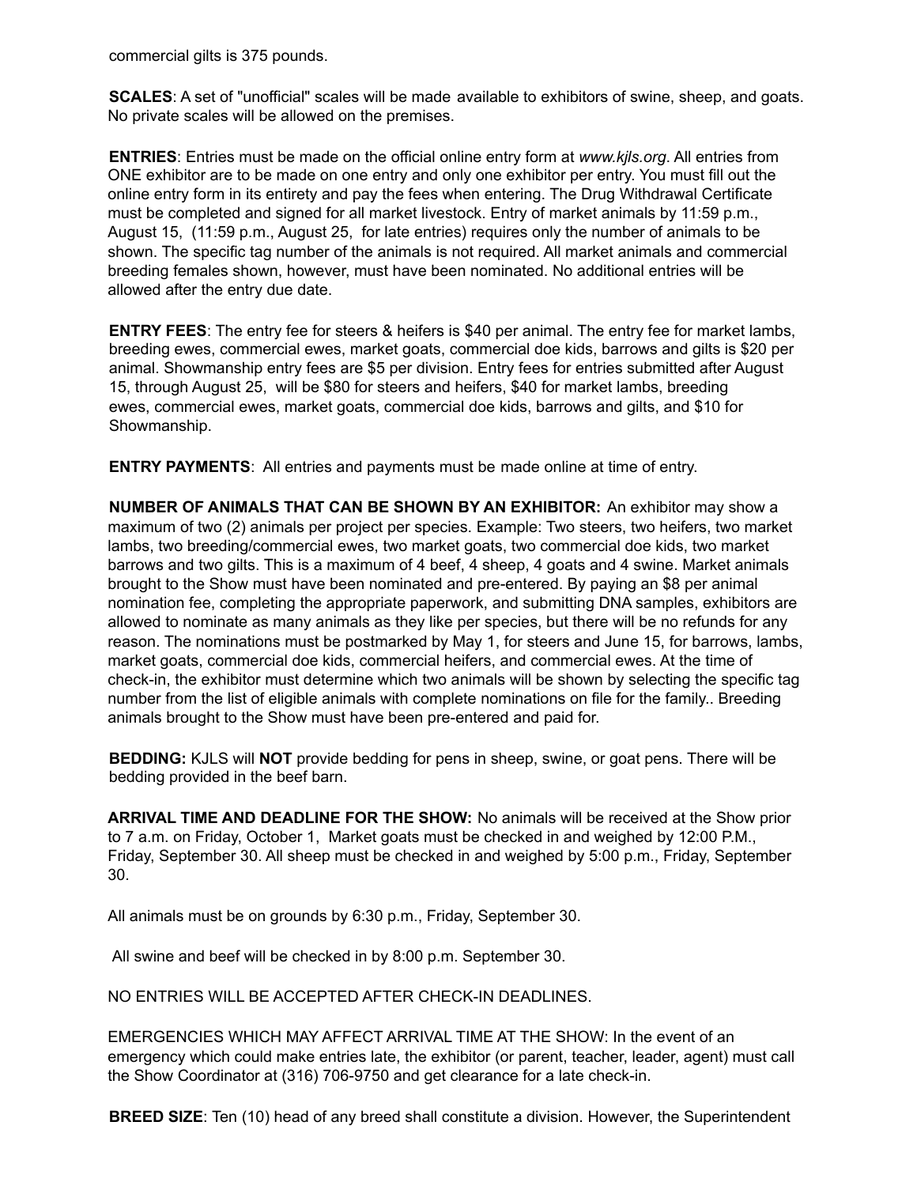commercial gilts is 375 pounds.

**SCALES**: A set of "unofficial" scales will be made available to exhibitors of swine, sheep, and goats. No private scales will be allowed on the premises.

**ENTRIES**: Entries must be made on the official online entry form at *www.kjls.org*. All entries from ONE exhibitor are to be made on one entry and only one exhibitor per entry. You must fill out the online entry form in its entirety and pay the fees when entering. The Drug Withdrawal Certificate must be completed and signed for all market livestock. Entry of market animals by 11:59 p.m., August 15, (11:59 p.m., August 25, for late entries) requires only the number of animals to be shown. The specific tag number of the animals is not required. All market animals and commercial breeding females shown, however, must have been nominated. No additional entries will be allowed after the entry due date.

**ENTRY FEES**: The entry fee for steers & heifers is $40 per animal. The entry fee for market lambs, breeding ewes, commercial ewes, market goats, commercial doe kids, barrows and gilts is $20 per animal. Showmanship entry fees are $5 per division. Entry fees for entries submitted after August 15, through August 25, will be $80 for steers and heifers, $40 for market lambs, breeding ewes, commercial ewes, market goats, commercial doe kids, barrows and gilts, and $10 for Showmanship.

**ENTRY PAYMENTS**: All entries and payments must be made online at time of entry.

**NUMBER OF ANIMALS THAT CAN BE SHOWN BY AN EXHIBITOR:** An exhibitor may show a maximum of two (2) animals per project per species. Example: Two steers, two heifers, two market lambs, two breeding/commercial ewes, two market goats, two commercial doe kids, two market barrows and two gilts. This is a maximum of 4 beef, 4 sheep, 4 goats and 4 swine. Market animals brought to the Show must have been nominated and pre-entered. By paying an $8 per animal nomination fee, completing the appropriate paperwork, and submitting DNA samples, exhibitors are allowed to nominate as many animals as they like per species, but there will be no refunds for any reason. The nominations must be postmarked by May 1, for steers and June 15, for barrows, lambs, market goats, commercial doe kids, commercial heifers, and commercial ewes. At the time of check-in, the exhibitor must determine which two animals will be shown by selecting the specific tag number from the list of eligible animals with complete nominations on file for the family.. Breeding animals brought to the Show must have been pre-entered and paid for.

**BEDDING:** KJLS will **NOT** provide bedding for pens in sheep, swine, or goat pens. There will be bedding provided in the beef barn.

**ARRIVAL TIME AND DEADLINE FOR THE SHOW:** No animals will be received at the Show prior to 7 a.m. on Friday, October 1, Market goats must be checked in and weighed by 12:00 P.M., Friday, September 30. All sheep must be checked in and weighed by 5:00 p.m., Friday, September 30.

All animals must be on grounds by 6:30 p.m., Friday, September 30.

All swine and beef will be checked in by 8:00 p.m. September 30.

NO ENTRIES WILL BE ACCEPTED AFTER CHECK-IN DEADLINES.

EMERGENCIES WHICH MAY AFFECT ARRIVAL TIME AT THE SHOW: In the event of an emergency which could make entries late, the exhibitor (or parent, teacher, leader, agent) must call the Show Coordinator at (316) 706-9750 and get clearance for a late check-in.

**BREED SIZE**: Ten (10) head of any breed shall constitute a division. However, the Superintendent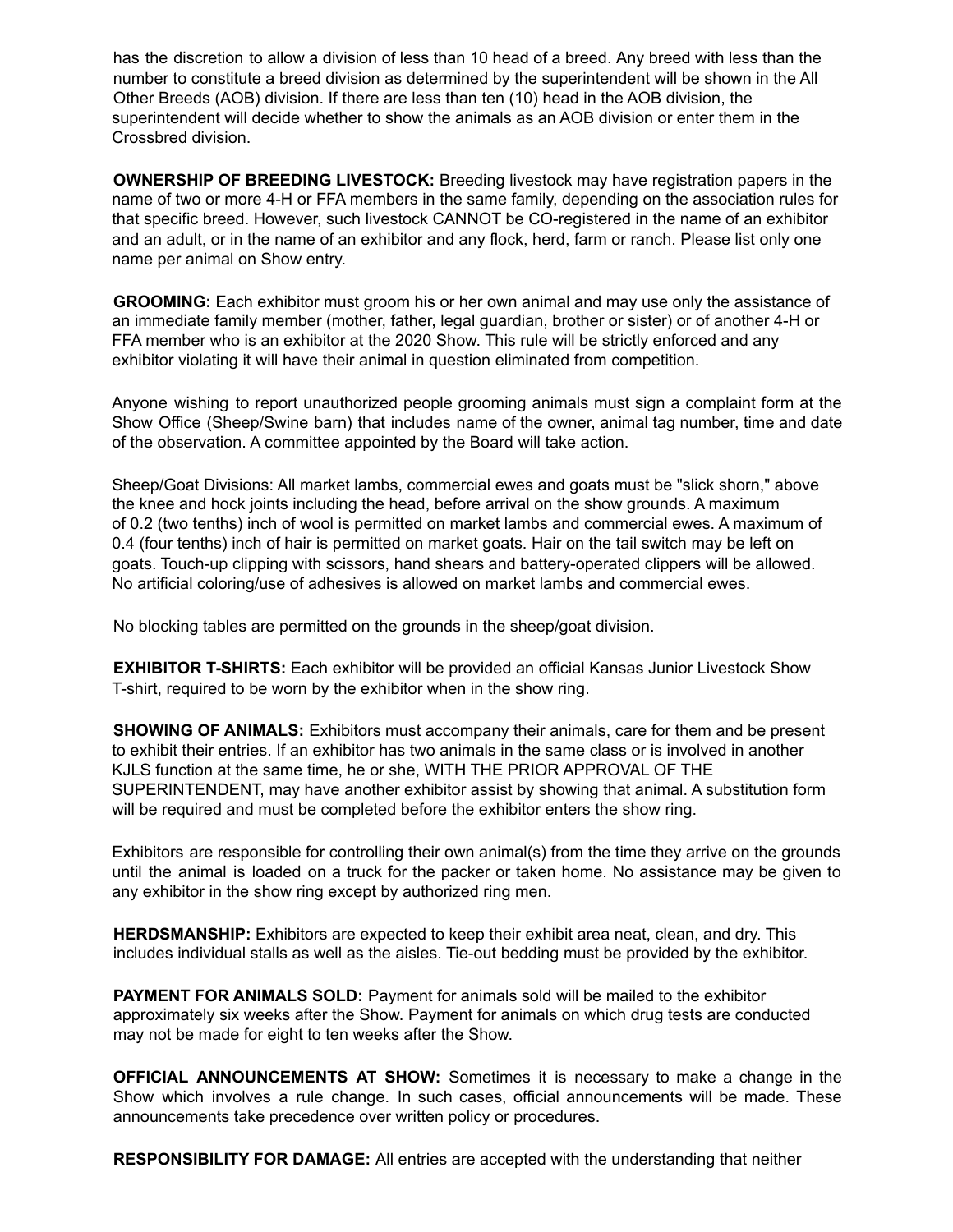has the discretion to allow a division of less than 10 head of a breed. Any breed with less than the number to constitute a breed division as determined by the superintendent will be shown in the All Other Breeds (AOB) division. If there are less than ten (10) head in the AOB division, the superintendent will decide whether to show the animals as an AOB division or enter them in the Crossbred division.

**OWNERSHIP OF BREEDING LIVESTOCK:** Breeding livestock may have registration papers in the name of two or more 4-H or FFA members in the same family, depending on the association rules for that specific breed. However, such livestock CANNOT be CO-registered in the name of an exhibitor and an adult, or in the name of an exhibitor and any flock, herd, farm or ranch. Please list only one name per animal on Show entry.

**GROOMING:** Each exhibitor must groom his or her own animal and may use only the assistance of an immediate family member (mother, father, legal guardian, brother or sister) or of another 4-H or FFA member who is an exhibitor at the 2020 Show. This rule will be strictly enforced and any exhibitor violating it will have their animal in question eliminated from competition.

Anyone wishing to report unauthorized people grooming animals must sign a complaint form at the Show Office (Sheep/Swine barn) that includes name of the owner, animal tag number, time and date of the observation. A committee appointed by the Board will take action.

Sheep/Goat Divisions: All market lambs, commercial ewes and goats must be "slick shorn," above the knee and hock joints including the head, before arrival on the show grounds. A maximum of 0.2 (two tenths) inch of wool is permitted on market lambs and commercial ewes. A maximum of 0.4 (four tenths) inch of hair is permitted on market goats. Hair on the tail switch may be left on goats. Touch-up clipping with scissors, hand shears and battery-operated clippers will be allowed. No artificial coloring/use of adhesives is allowed on market lambs and commercial ewes.

No blocking tables are permitted on the grounds in the sheep/goat division.

**EXHIBITOR T-SHIRTS:** Each exhibitor will be provided an official Kansas Junior Livestock Show T-shirt, required to be worn by the exhibitor when in the show ring.

**SHOWING OF ANIMALS:** Exhibitors must accompany their animals, care for them and be present to exhibit their entries. If an exhibitor has two animals in the same class or is involved in another KJLS function at the same time, he or she, WITH THE PRIOR APPROVAL OF THE SUPERINTENDENT, may have another exhibitor assist by showing that animal. A substitution form will be required and must be completed before the exhibitor enters the show ring.

Exhibitors are responsible for controlling their own animal(s) from the time they arrive on the grounds until the animal is loaded on a truck for the packer or taken home. No assistance may be given to any exhibitor in the show ring except by authorized ring men.

**HERDSMANSHIP:** Exhibitors are expected to keep their exhibit area neat, clean, and dry. This includes individual stalls as well as the aisles. Tie-out bedding must be provided by the exhibitor.

**PAYMENT FOR ANIMALS SOLD:** Payment for animals sold will be mailed to the exhibitor approximately six weeks after the Show. Payment for animals on which drug tests are conducted may not be made for eight to ten weeks after the Show.

**OFFICIAL ANNOUNCEMENTS AT SHOW:** Sometimes it is necessary to make a change in the Show which involves a rule change. In such cases, official announcements will be made. These announcements take precedence over written policy or procedures.

**RESPONSIBILITY FOR DAMAGE:** All entries are accepted with the understanding that neither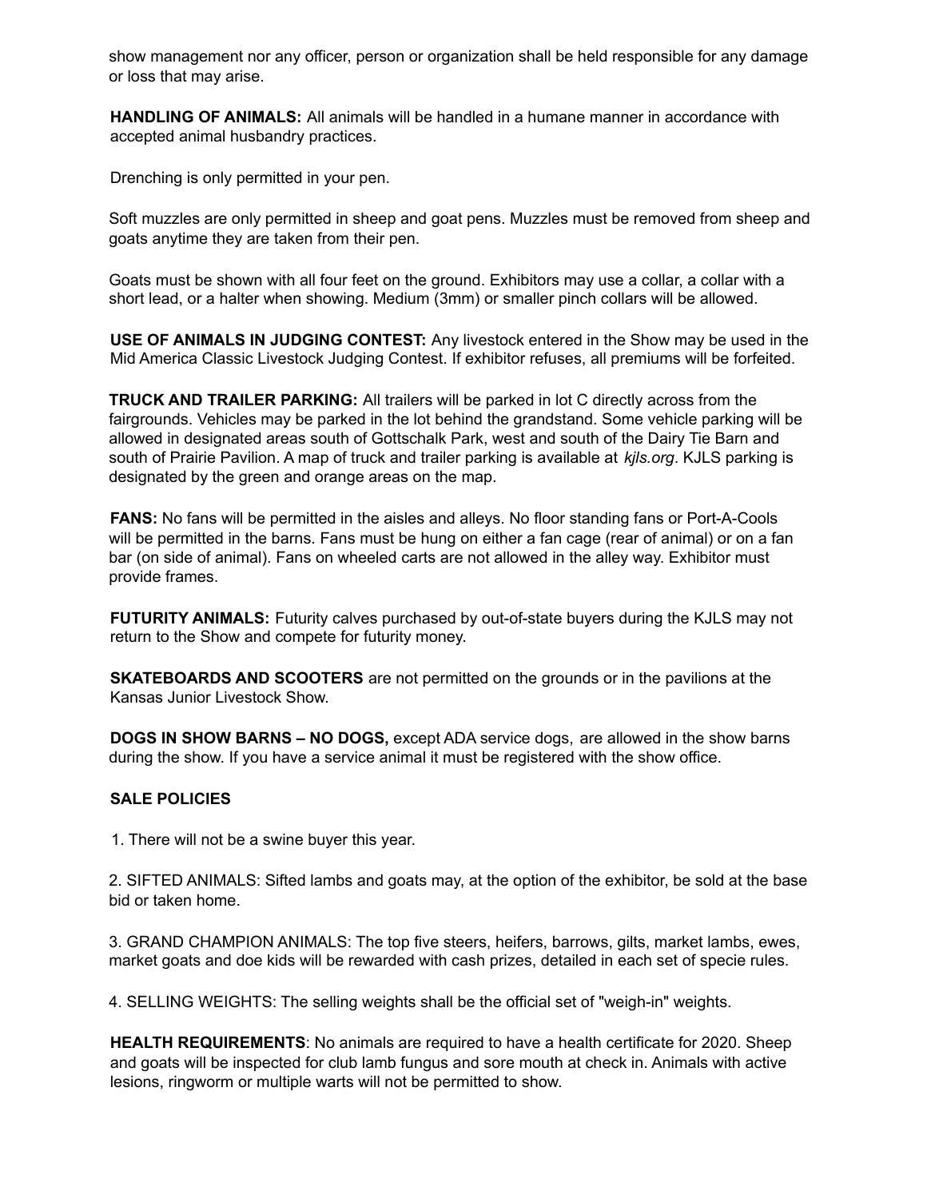show management nor any officer, person or organization shall be held responsible for any damage or loss that may arise.

**HANDLING OF ANIMALS:** All animals will be handled in a humane manner in accordance with accepted animal husbandry practices.

Drenching is only permitted in your pen.

Soft muzzles are only permitted in sheep and goat pens. Muzzles must be removed from sheep and goats anytime they are taken from their pen.

Goats must be shown with all four feet on the ground. Exhibitors may use a collar, a collar with a short lead, or a halter when showing. Medium (3mm) or smaller pinch collars will be allowed.

**USE OF ANIMALS IN JUDGING CONTEST:** Any livestock entered in the Show may be used in the Mid America Classic Livestock Judging Contest. If exhibitor refuses, all premiums will be forfeited.

**TRUCK AND TRAILER PARKING:** All trailers will be parked in lot C directly across from the fairgrounds. Vehicles may be parked in the lot behind the grandstand. Some vehicle parking will be allowed in designated areas south of Gottschalk Park, west and south of the Dairy Tie Barn and south of Prairie Pavilion. A map of truck and trailer parking is available at *kjls.org*. KJLS parking is designated by the green and orange areas on the map.

**FANS:** No fans will be permitted in the aisles and alleys. No floor standing fans or Port-A-Cools will be permitted in the barns. Fans must be hung on either a fan cage (rear of animal) or on a fan bar (on side of animal). Fans on wheeled carts are not allowed in the alley way. Exhibitor must provide frames.

**FUTURITY ANIMALS:** Futurity calves purchased by out-of-state buyers during the KJLS may not return to the Show and compete for futurity money.

**SKATEBOARDS AND SCOOTERS** are not permitted on the grounds or in the pavilions at the Kansas Junior Livestock Show.

**DOGS IN SHOW BARNS – NO DOGS,** except ADA service dogs, are allowed in the show barns during the show. If you have a service animal it must be registered with the show office.

**SALE POLICIES**

1. There will not be a swine buyer this year.

2. SIFTED ANIMALS: Sifted lambs and goats may, at the option of the exhibitor, be sold at the base bid or taken home.

3. GRAND CHAMPION ANIMALS: The top five steers, heifers, barrows, gilts, market lambs, ewes, market goats and doe kids will be rewarded with cash prizes, detailed in each set of specie rules.

4. SELLING WEIGHTS: The selling weights shall be the official set of "weigh-in" weights.

**HEALTH REQUIREMENTS**: No animals are required to have a health certificate for 2020. Sheep and goats will be inspected for club lamb fungus and sore mouth at check in. Animals with active lesions, ringworm or multiple warts will not be permitted to show.